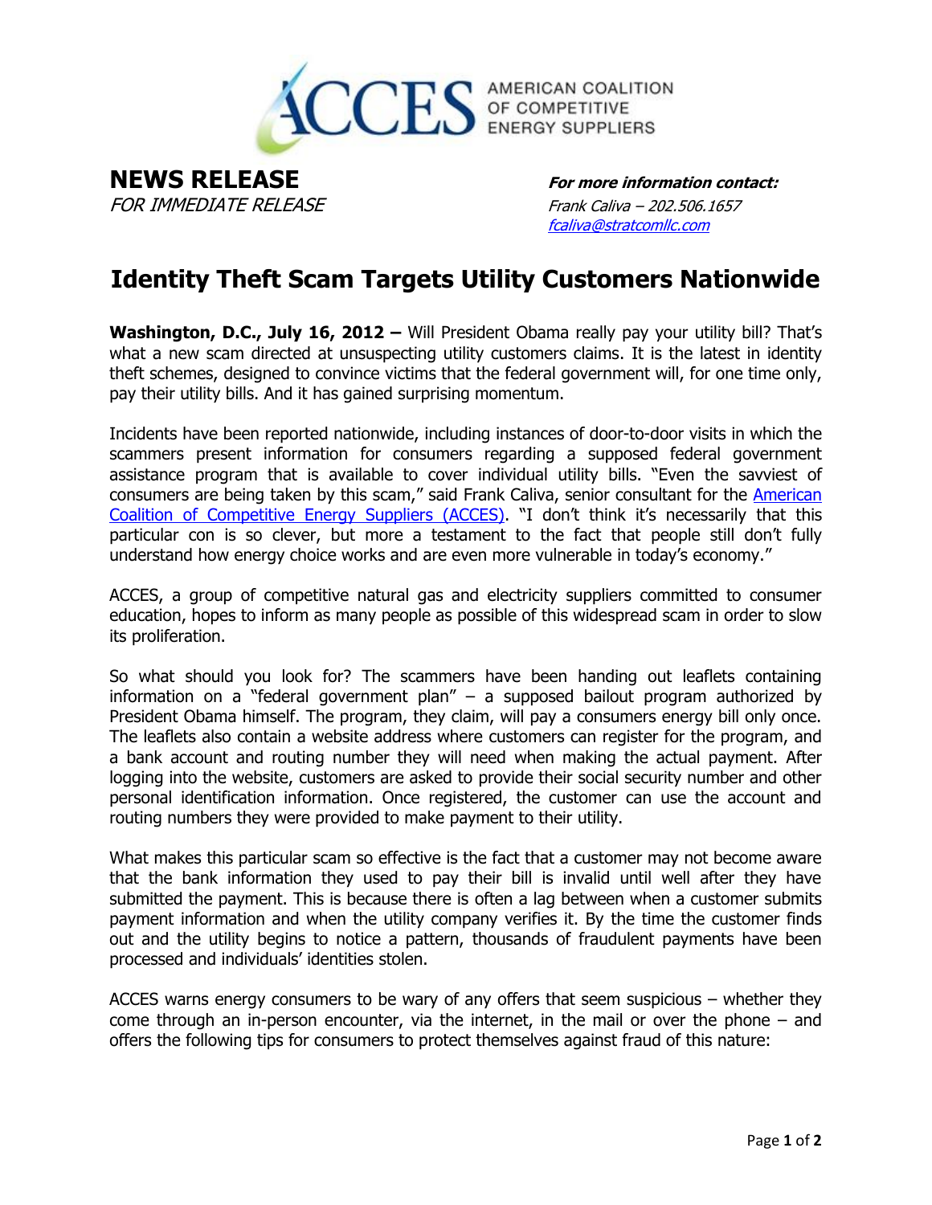ACCES AMERICAN COALITION OF COMPETITIVE ENERGY SUPPLIERS

**NEWS RELEASE**

*FOR IMMEDIATE RELEASE*

***For more information contact:***
*Frank Caliva – 202.506.1657*
*fcaliva@stratcomllc.com*

# Identity Theft Scam Targets Utility Customers Nationwide

**Washington, D.C., July 16, 2012 –** Will President Obama really pay your utility bill? That's what a new scam directed at unsuspecting utility customers claims. It is the latest in identity theft schemes, designed to convince victims that the federal government will, for one time only, pay their utility bills. And it has gained surprising momentum.

Incidents have been reported nationwide, including instances of door-to-door visits in which the scammers present information for consumers regarding a supposed federal government assistance program that is available to cover individual utility bills. "Even the savviest of consumers are being taken by this scam," said Frank Caliva, senior consultant for the American Coalition of Competitive Energy Suppliers (ACCES). "I don't think it's necessarily that this particular con is so clever, but more a testament to the fact that people still don't fully understand how energy choice works and are even more vulnerable in today's economy."

ACCES, a group of competitive natural gas and electricity suppliers committed to consumer education, hopes to inform as many people as possible of this widespread scam in order to slow its proliferation.

So what should you look for? The scammers have been handing out leaflets containing information on a "federal government plan" – a supposed bailout program authorized by President Obama himself. The program, they claim, will pay a consumers energy bill only once. The leaflets also contain a website address where customers can register for the program, and a bank account and routing number they will need when making the actual payment. After logging into the website, customers are asked to provide their social security number and other personal identification information. Once registered, the customer can use the account and routing numbers they were provided to make payment to their utility.

What makes this particular scam so effective is the fact that a customer may not become aware that the bank information they used to pay their bill is invalid until well after they have submitted the payment. This is because there is often a lag between when a customer submits payment information and when the utility company verifies it. By the time the customer finds out and the utility begins to notice a pattern, thousands of fraudulent payments have been processed and individuals' identities stolen.

ACCES warns energy consumers to be wary of any offers that seem suspicious – whether they come through an in-person encounter, via the internet, in the mail or over the phone – and offers the following tips for consumers to protect themselves against fraud of this nature: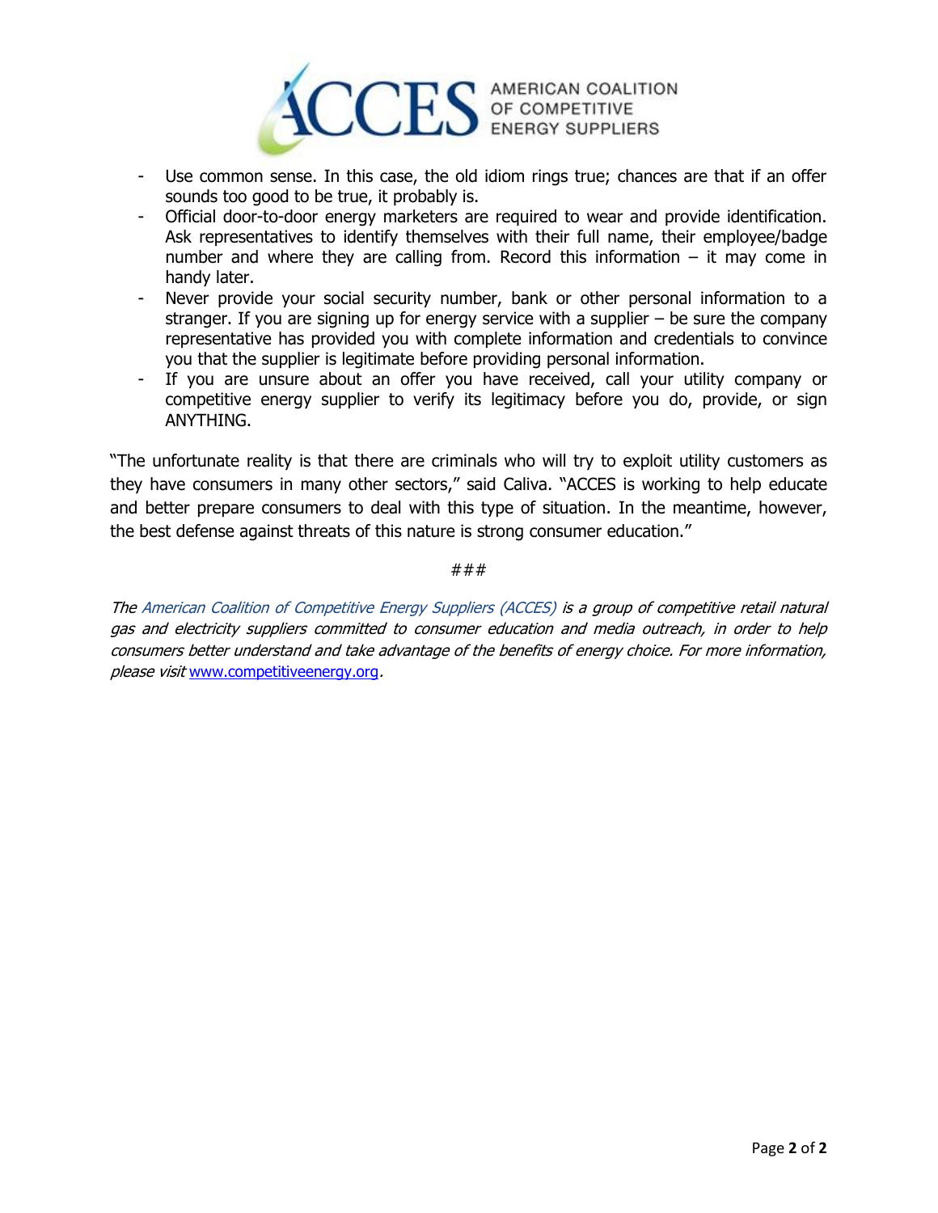- Use common sense. In this case, the old idiom rings true; chances are that if an offer sounds too good to be true, it probably is.
- Official door-to-door energy marketers are required to wear and provide identification. Ask representatives to identify themselves with their full name, their employee/badge number and where they are calling from. Record this information – it may come in handy later.
- Never provide your social security number, bank or other personal information to a stranger. If you are signing up for energy service with a supplier – be sure the company representative has provided you with complete information and credentials to convince you that the supplier is legitimate before providing personal information.
- If you are unsure about an offer you have received, call your utility company or competitive energy supplier to verify its legitimacy before you do, provide, or sign ANYTHING.

"The unfortunate reality is that there are criminals who will try to exploit utility customers as they have consumers in many other sectors," said Caliva. "ACCES is working to help educate and better prepare consumers to deal with this type of situation. In the meantime, however, the best defense against threats of this nature is strong consumer education."

###

*The American Coalition of Competitive Energy Suppliers (ACCES) is a group of competitive retail natural gas and electricity suppliers committed to consumer education and media outreach, in order to help consumers better understand and take advantage of the benefits of energy choice. For more information, please visit* www.competitiveenergy.org.